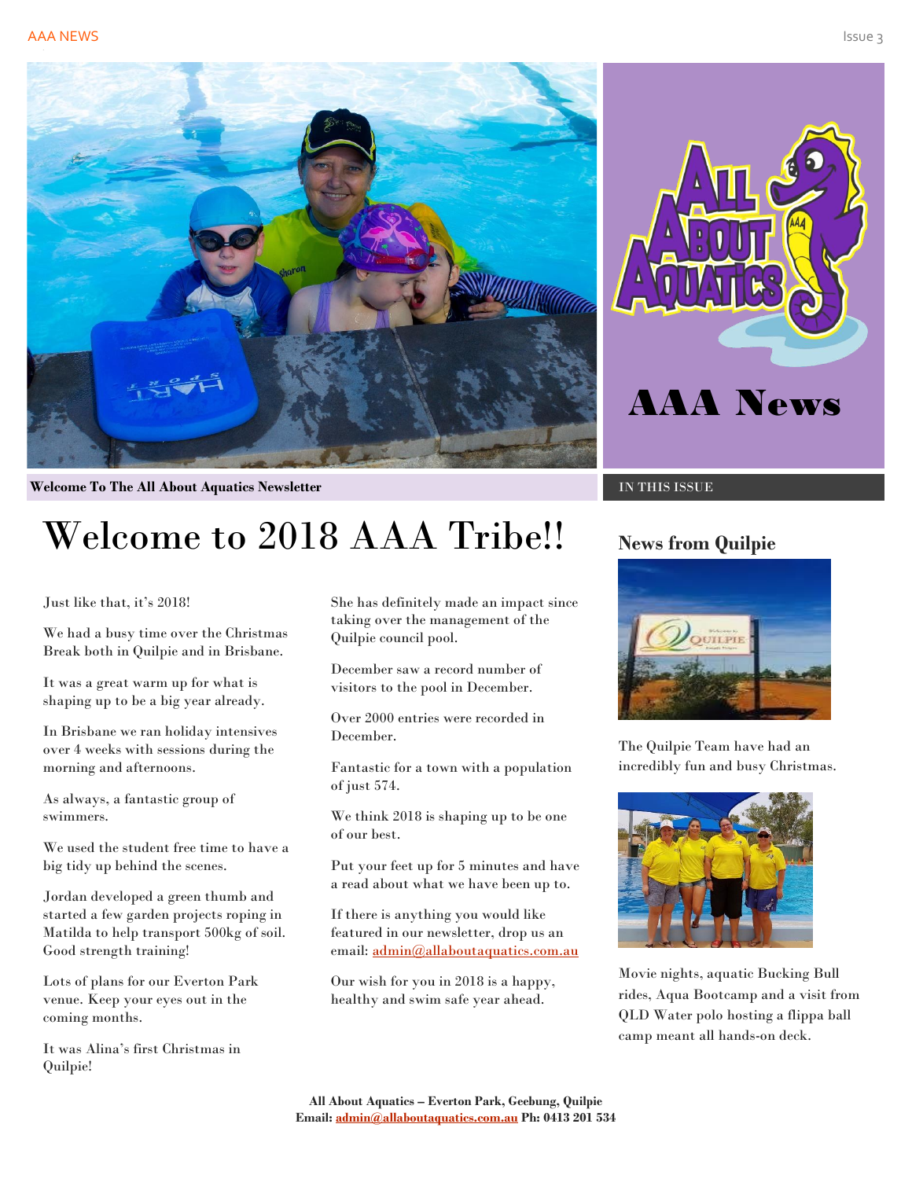AAA News

Welcome To The All About Aquatics Newsletter

# Welcome to 2018 AAA Tribe!!

Just like that, it's 2018!

We had a busy time over the Christmas Break both in Quilpie and in Brisbane.

It was a great warm up for what is shaping up to be a big year already.

In Brisbane we ran holiday intensives over 4 weeks with sessions during the morning and afternoons.

As always, a fantastic group of swimmers.

We used the student free time to have a big tidy up behind the scenes.

Jordan developed a green thumb and started a few garden projects roping in Matilda to help transport 500kg of soil. Good strength training!

Lots of plans for our Everton Park venue. Keep your eyes out in the coming months.

It was Alina's first Christmas in Quilpie!

She has definitely made an impact since taking over the management of the Quilpie council pool.

December saw a record number of visitors to the pool in December.

Over 2000 entries were recorded in December.

Fantastic for a town with a population of just 574.

We think 2018 is shaping up to be one of our best.

Put your feet up for 5 minutes and have a read about what we have been up to.

If there is anything you would like featured in our newsletter, drop us an email: admin@allaboutaquatics.com.au

Our wish for you in 2018 is a happy, healthy and swim safe year ahead.

IN THIS ISSUE

## News from Quilpie

The Quilpie Team have had an incredibly fun and busy Christmas.

Movie nights, aquatic Bucking Bull rides, Aqua Bootcamp and a visit from QLD Water polo hosting a flippa ball camp meant all hands-on deck.

**All About Aquatics – Everton Park, Geebung, Quilpie**
**Email: admin@allaboutaquatics.com.au Ph: 0413 201 534**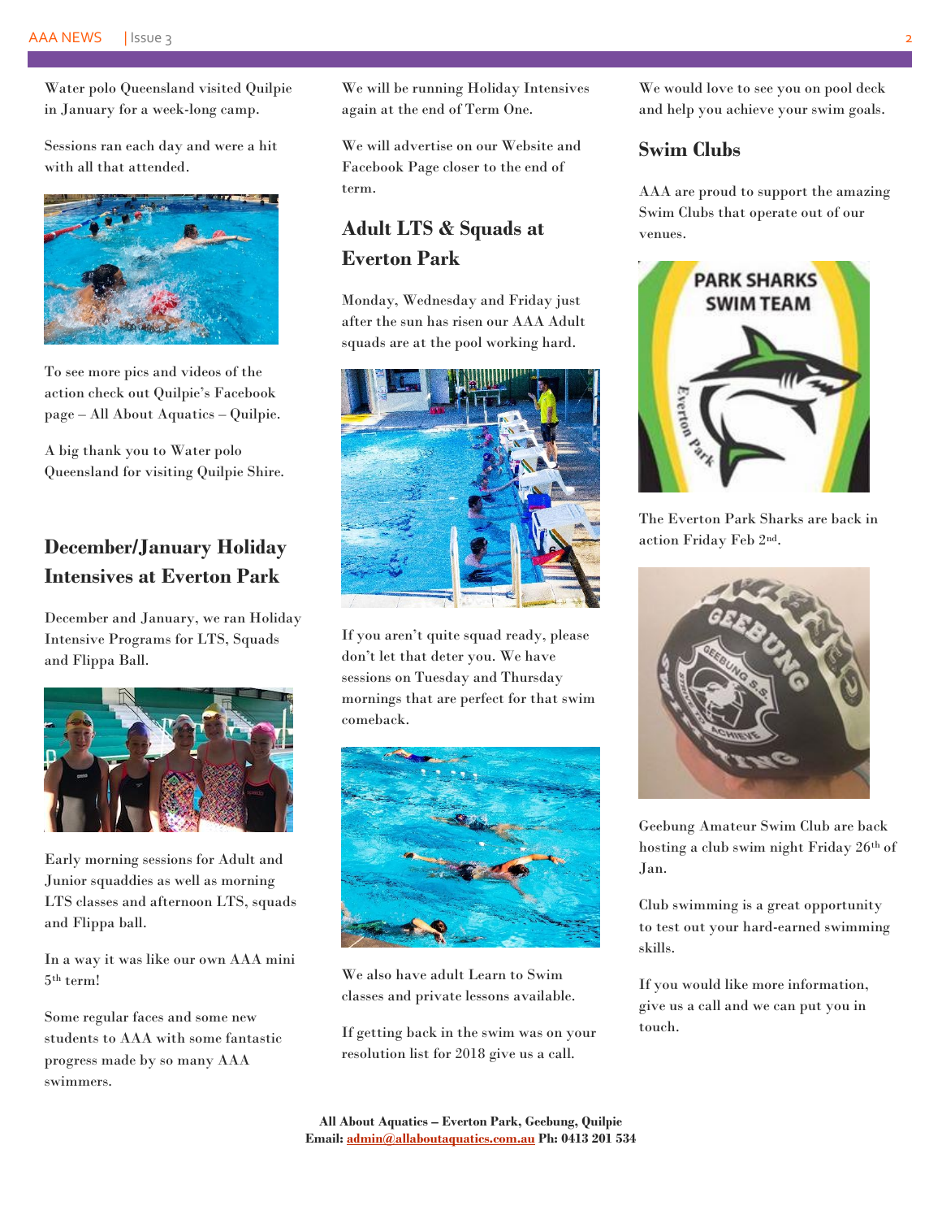Water polo Queensland visited Quilpie in January for a week-long camp.

Sessions ran each day and were a hit with all that attended.

To see more pics and videos of the action check out Quilpie's Facebook page – All About Aquatics – Quilpie.

A big thank you to Water polo Queensland for visiting Quilpie Shire.

## December/January Holiday Intensives at Everton Park

December and January, we ran Holiday Intensive Programs for LTS, Squads and Flippa Ball.

Early morning sessions for Adult and Junior squaddies as well as morning LTS classes and afternoon LTS, squads and Flippa ball.

In a way it was like our own AAA mini 5th term!

Some regular faces and some new students to AAA with some fantastic progress made by so many AAA swimmers.

We will be running Holiday Intensives again at the end of Term One.

We will advertise on our Website and Facebook Page closer to the end of term.

## Adult LTS & Squads at Everton Park

Monday, Wednesday and Friday just after the sun has risen our AAA Adult squads are at the pool working hard.

If you aren't quite squad ready, please don't let that deter you. We have sessions on Tuesday and Thursday mornings that are perfect for that swim comeback.

We also have adult Learn to Swim classes and private lessons available.

If getting back in the swim was on your resolution list for 2018 give us a call.

We would love to see you on pool deck and help you achieve your swim goals.

## Swim Clubs

AAA are proud to support the amazing Swim Clubs that operate out of our venues.

The Everton Park Sharks are back in action Friday Feb 2nd.

Geebung Amateur Swim Club are back hosting a club swim night Friday 26th of Jan.

Club swimming is a great opportunity to test out your hard-earned swimming skills.

If you would like more information, give us a call and we can put you in touch.

**All About Aquatics – Everton Park, Geebung, Quilpie**
**Email: admin@allaboutaquatics.com.au Ph: 0413 201 534**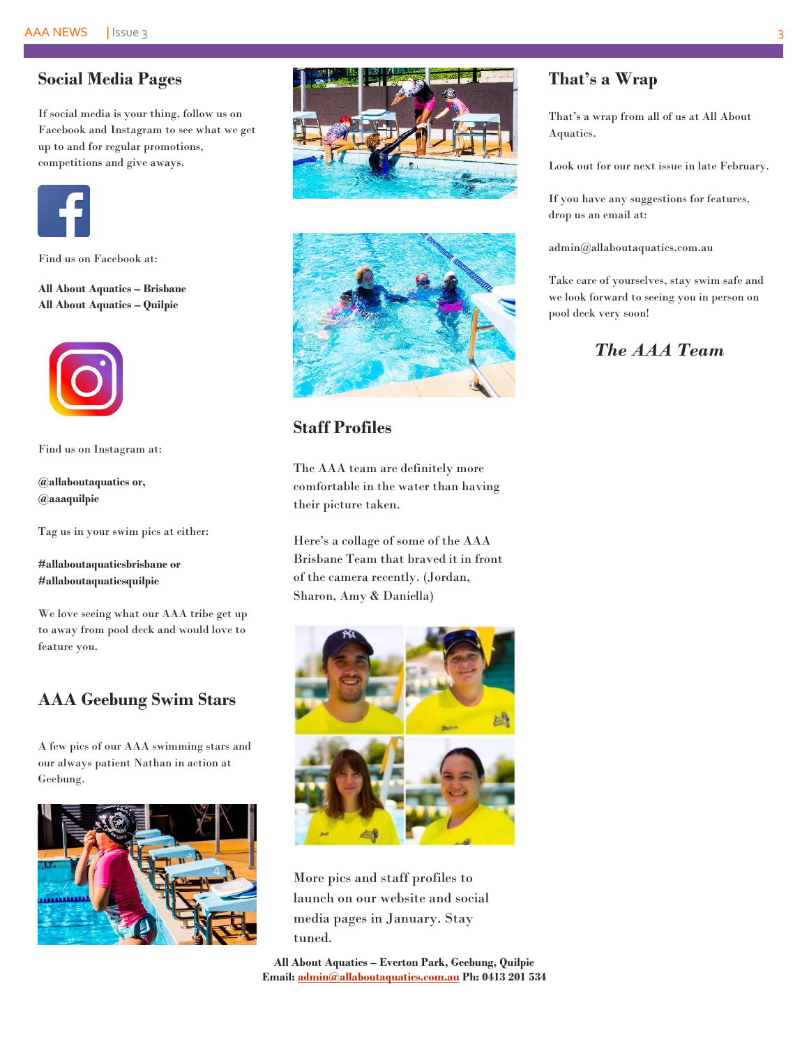## Social Media Pages

If social media is your thing, follow us on Facebook and Instagram to see what we get up to and for regular promotions, competitions and give aways.

Find us on Facebook at:

**All About Aquatics – Brisbane**
**All About Aquatics – Quilpie**

Find us on Instagram at:

**@allaboutaquatics or,**
**@aaaquilpie**

Tag us in your swim pics at either:

**#allaboutaquaticsbrisbane or**
**#allaboutaquaticsquilpie**

We love seeing what our AAA tribe get up to away from pool deck and would love to feature you.

## AAA Geebung Swim Stars

A few pics of our AAA swimming stars and our always patient Nathan in action at Geebung.

## Staff Profiles

The AAA team are definitely more comfortable in the water than having their picture taken.

Here's a collage of some of the AAA Brisbane Team that braved it in front of the camera recently. (Jordan, Sharon, Amy & Daniella)

More pics and staff profiles to launch on our website and social media pages in January. Stay tuned.

## That's a Wrap

That's a wrap from all of us at All About Aquatics.

Look out for our next issue in late February.

If you have any suggestions for features, drop us an email at:

admin@allaboutaquatics.com.au

Take care of yourselves, stay swim safe and we look forward to seeing you in person on pool deck very soon!

***The AAA Team***

**All About Aquatics – Everton Park, Geebung, Quilpie**
**Email: admin@allaboutaquatics.com.au Ph: 0413 201 534**